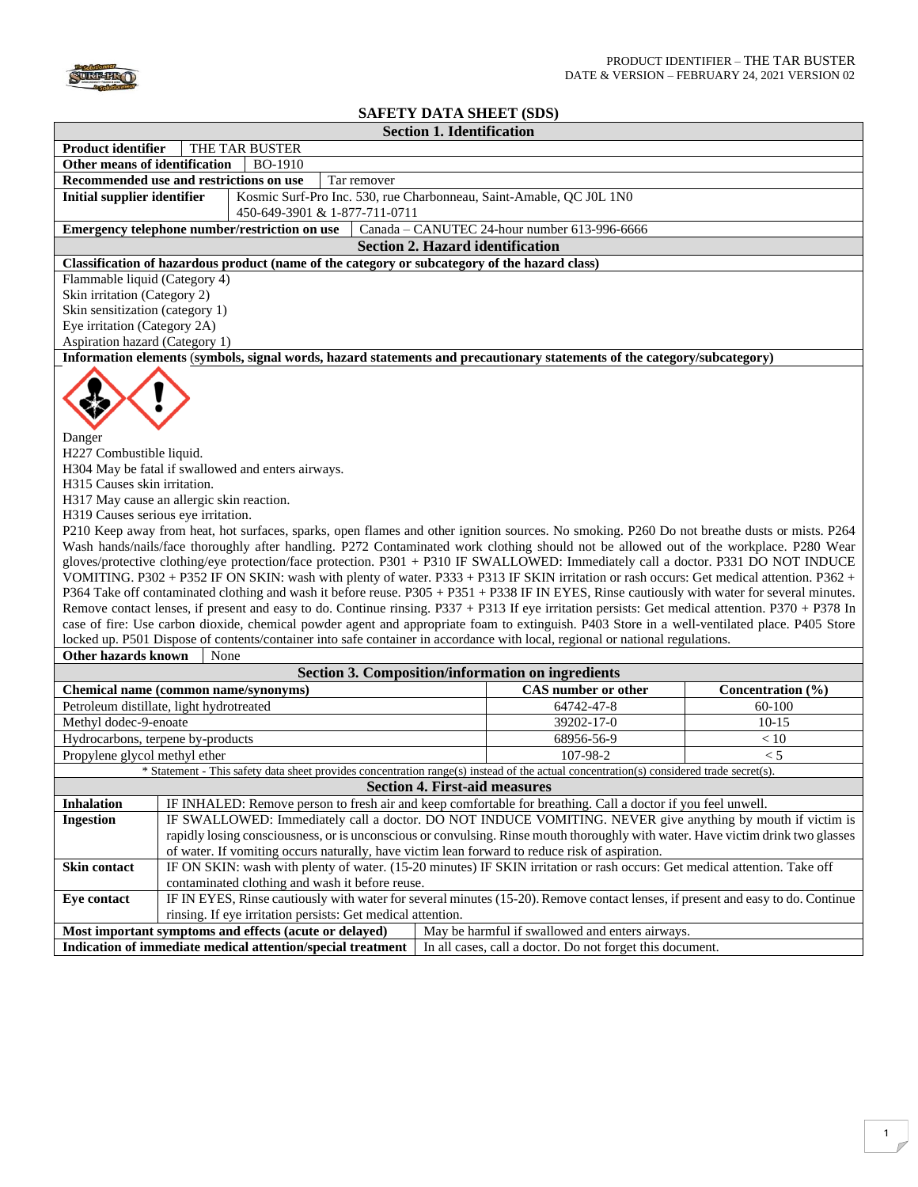PRODUCT IDENTIFIER – THE TAR BUSTER
DATE & VERSION – FEBRUARY 24, 2021 VERSION 02

# SAFETY DATA SHEET (SDS)

## Section 1. Identification

| | |
|---|---|
| **Product identifier** | THE TAR BUSTER |
| **Other means of identification** | BO-1910 |
| **Recommended use and restrictions on use** | Tar remover |
| **Initial supplier identifier** | Kosmic Surf-Pro Inc. 530, rue Charbonneau, Saint-Amable, QC J0L 1N0<br>450-649-3901 & 1-877-711-0711 |
| **Emergency telephone number/restriction on use** | Canada – CANUTEC 24-hour number 613-996-6666 |

## Section 2. Hazard identification

**Classification of hazardous product (name of the category or subcategory of the hazard class)**

Flammable liquid (Category 4)
Skin irritation (Category 2)
Skin sensitization (category 1)
Eye irritation (Category 2A)
Aspiration hazard (Category 1)

**Information elements (symbols, signal words, hazard statements and precautionary statements of the category/subcategory)**

Danger
H227 Combustible liquid.
H304 May be fatal if swallowed and enters airways.
H315 Causes skin irritation.
H317 May cause an allergic skin reaction.
H319 Causes serious eye irritation.

P210 Keep away from heat, hot surfaces, sparks, open flames and other ignition sources. No smoking. P260 Do not breathe dusts or mists. P264 Wash hands/nails/face thoroughly after handling. P272 Contaminated work clothing should not be allowed out of the workplace. P280 Wear gloves/protective clothing/eye protection/face protection. P301 + P310 IF SWALLOWED: Immediately call a doctor. P331 DO NOT INDUCE VOMITING. P302 + P352 IF ON SKIN: wash with plenty of water. P333 + P313 IF SKIN irritation or rash occurs: Get medical attention. P362 + P364 Take off contaminated clothing and wash it before reuse. P305 + P351 + P338 IF IN EYES, Rinse cautiously with water for several minutes. Remove contact lenses, if present and easy to do. Continue rinsing. P337 + P313 If eye irritation persists: Get medical attention. P370 + P378 In case of fire: Use carbon dioxide, chemical powder agent and appropriate foam to extinguish. P403 Store in a well-ventilated place. P405 Store locked up. P501 Dispose of contents/container into safe container in accordance with local, regional or national regulations.

**Other hazards known** None

## Section 3. Composition/information on ingredients

| Chemical name (common name/synonyms) | CAS number or other | Concentration (%) |
|---|---|---|
| Petroleum distillate, light hydrotreated | 64742-47-8 | 60-100 |
| Methyl dodec-9-enoate | 39202-17-0 | 10-15 |
| Hydrocarbons, terpene by-products | 68956-56-9 | < 10 |
| Propylene glycol methyl ether | 107-98-2 | < 5 |

* Statement - This safety data sheet provides concentration range(s) instead of the actual concentration(s) considered trade secret(s).

## Section 4. First-aid measures

| | |
|---|---|
| **Inhalation** | IF INHALED: Remove person to fresh air and keep comfortable for breathing. Call a doctor if you feel unwell. |
| **Ingestion** | IF SWALLOWED: Immediately call a doctor. DO NOT INDUCE VOMITING. NEVER give anything by mouth if victim is rapidly losing consciousness, or is unconscious or convulsing. Rinse mouth thoroughly with water. Have victim drink two glasses of water. If vomiting occurs naturally, have victim lean forward to reduce risk of aspiration. |
| **Skin contact** | IF ON SKIN: wash with plenty of water. (15-20 minutes) IF SKIN irritation or rash occurs: Get medical attention. Take off contaminated clothing and wash it before reuse. |
| **Eye contact** | IF IN EYES, Rinse cautiously with water for several minutes (15-20). Remove contact lenses, if present and easy to do. Continue rinsing. If eye irritation persists: Get medical attention. |
| **Most important symptoms and effects (acute or delayed)** | May be harmful if swallowed and enters airways. |
| **Indication of immediate medical attention/special treatment** | In all cases, call a doctor. Do not forget this document. |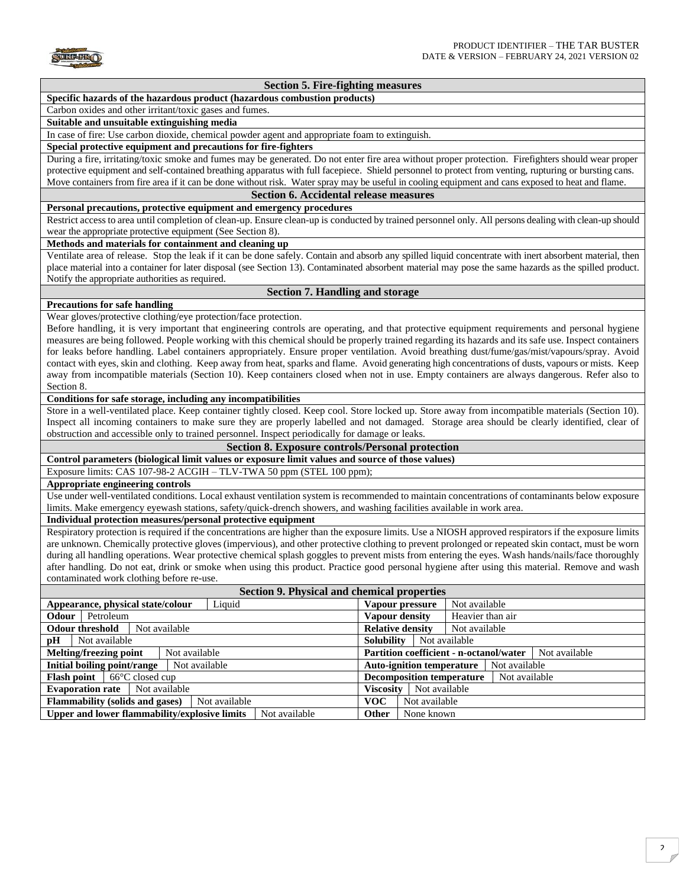## Section 5. Fire-fighting measures

**Specific hazards of the hazardous product (hazardous combustion products)**

Carbon oxides and other irritant/toxic gases and fumes.

**Suitable and unsuitable extinguishing media**

In case of fire: Use carbon dioxide, chemical powder agent and appropriate foam to extinguish.

**Special protective equipment and precautions for fire-fighters**

During a fire, irritating/toxic smoke and fumes may be generated. Do not enter fire area without proper protection. Firefighters should wear proper protective equipment and self-contained breathing apparatus with full facepiece. Shield personnel to protect from venting, rupturing or bursting cans. Move containers from fire area if it can be done without risk. Water spray may be useful in cooling equipment and cans exposed to heat and flame.

## Section 6. Accidental release measures

**Personal precautions, protective equipment and emergency procedures**

Restrict access to area until completion of clean-up. Ensure clean-up is conducted by trained personnel only. All persons dealing with clean-up should wear the appropriate protective equipment (See Section 8).

**Methods and materials for containment and cleaning up**

Ventilate area of release. Stop the leak if it can be done safely. Contain and absorb any spilled liquid concentrate with inert absorbent material, then place material into a container for later disposal (see Section 13). Contaminated absorbent material may pose the same hazards as the spilled product. Notify the appropriate authorities as required.

## Section 7. Handling and storage

**Precautions for safe handling**

Wear gloves/protective clothing/eye protection/face protection.

Before handling, it is very important that engineering controls are operating, and that protective equipment requirements and personal hygiene measures are being followed. People working with this chemical should be properly trained regarding its hazards and its safe use. Inspect containers for leaks before handling. Label containers appropriately. Ensure proper ventilation. Avoid breathing dust/fume/gas/mist/vapours/spray. Avoid contact with eyes, skin and clothing. Keep away from heat, sparks and flame. Avoid generating high concentrations of dusts, vapours or mists. Keep away from incompatible materials (Section 10). Keep containers closed when not in use. Empty containers are always dangerous. Refer also to Section 8.

**Conditions for safe storage, including any incompatibilities**

Store in a well-ventilated place. Keep container tightly closed. Keep cool. Store locked up. Store away from incompatible materials (Section 10). Inspect all incoming containers to make sure they are properly labelled and not damaged. Storage area should be clearly identified, clear of obstruction and accessible only to trained personnel. Inspect periodically for damage or leaks.

## Section 8. Exposure controls/Personal protection

**Control parameters (biological limit values or exposure limit values and source of those values)**

Exposure limits: CAS 107-98-2 ACGIH – TLV-TWA 50 ppm (STEL 100 ppm);

**Appropriate engineering controls**

Use under well-ventilated conditions. Local exhaust ventilation system is recommended to maintain concentrations of contaminants below exposure limits. Make emergency eyewash stations, safety/quick-drench showers, and washing facilities available in work area.

**Individual protection measures/personal protective equipment**

Respiratory protection is required if the concentrations are higher than the exposure limits. Use a NIOSH approved respirators if the exposure limits are unknown. Chemically protective gloves (impervious), and other protective clothing to prevent prolonged or repeated skin contact, must be worn during all handling operations. Wear protective chemical splash goggles to prevent mists from entering the eyes. Wash hands/nails/face thoroughly after handling. Do not eat, drink or smoke when using this product. Practice good personal hygiene after using this material. Remove and wash contaminated work clothing before re-use.

## Section 9. Physical and chemical properties

| Property | Value | Property | Value |
|---|---|---|---|
| **Appearance, physical state/colour** | Liquid | **Vapour pressure** | Not available |
| **Odour** | Petroleum | **Vapour density** | Heavier than air |
| **Odour threshold** | Not available | **Relative density** | Not available |
| **pH** | Not available | **Solubility** | Not available |
| **Melting/freezing point** | Not available | **Partition coefficient - n-octanol/water** | Not available |
| **Initial boiling point/range** | Not available | **Auto-ignition temperature** | Not available |
| **Flash point** | 66°C closed cup | **Decomposition temperature** | Not available |
| **Evaporation rate** | Not available | **Viscosity** | Not available |
| **Flammability (solids and gases)** | Not available | **VOC** | Not available |
| **Upper and lower flammability/explosive limits** | Not available | **Other** | None known |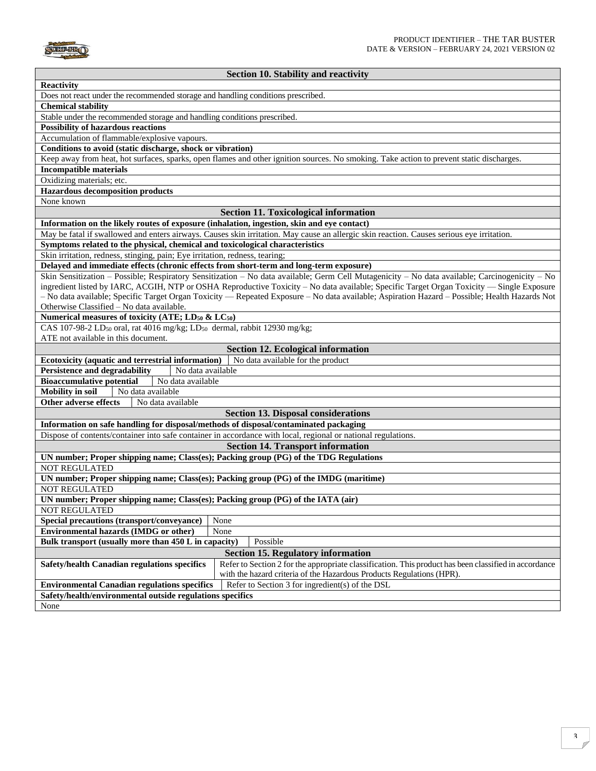## Section 10. Stability and reactivity

**Reactivity**

Does not react under the recommended storage and handling conditions prescribed.

**Chemical stability**

Stable under the recommended storage and handling conditions prescribed.

**Possibility of hazardous reactions**

Accumulation of flammable/explosive vapours.

**Conditions to avoid (static discharge, shock or vibration)**

Keep away from heat, hot surfaces, sparks, open flames and other ignition sources. No smoking. Take action to prevent static discharges.

**Incompatible materials**

Oxidizing materials; etc.

**Hazardous decomposition products**

None known

## Section 11. Toxicological information

**Information on the likely routes of exposure (inhalation, ingestion, skin and eye contact)**

May be fatal if swallowed and enters airways. Causes skin irritation. May cause an allergic skin reaction. Causes serious eye irritation.

**Symptoms related to the physical, chemical and toxicological characteristics**

Skin irritation, redness, stinging, pain; Eye irritation, redness, tearing;

**Delayed and immediate effects (chronic effects from short-term and long-term exposure)**

Skin Sensitization – Possible; Respiratory Sensitization – No data available; Germ Cell Mutagenicity – No data available; Carcinogenicity – No ingredient listed by IARC, ACGIH, NTP or OSHA Reproductive Toxicity – No data available; Specific Target Organ Toxicity — Single Exposure – No data available; Specific Target Organ Toxicity — Repeated Exposure – No data available; Aspiration Hazard – Possible; Health Hazards Not Otherwise Classified – No data available.

**Numerical measures of toxicity (ATE; $LD_{50}$ & $LC_{50}$)**

CAS 107-98-2 $LD_{50}$ oral, rat 4016 mg/kg; $LD_{50}$ dermal, rabbit 12930 mg/kg;
ATE not available in this document.

## Section 12. Ecological information

| | |
|---|---|
| **Ecotoxicity (aquatic and terrestrial information)** | No data available for the product |
| **Persistence and degradability** | No data available |
| **Bioaccumulative potential** | No data available |
| **Mobility in soil** | No data available |
| **Other adverse effects** | No data available |

## Section 13. Disposal considerations

**Information on safe handling for disposal/methods of disposal/contaminated packaging**

Dispose of contents/container into safe container in accordance with local, regional or national regulations.

## Section 14. Transport information

**UN number; Proper shipping name; Class(es); Packing group (PG) of the TDG Regulations**

NOT REGULATED

**UN number; Proper shipping name; Class(es); Packing group (PG) of the IMDG (maritime)**

NOT REGULATED

**UN number; Proper shipping name; Class(es); Packing group (PG) of the IATA (air)**

NOT REGULATED

| | |
|---|---|
| **Special precautions (transport/conveyance)** | None |
| **Environmental hazards (IMDG or other)** | None |
| **Bulk transport (usually more than 450 L in capacity)** | Possible |

## Section 15. Regulatory information

| | |
|---|---|
| **Safety/health Canadian regulations specifics** | Refer to Section 2 for the appropriate classification. This product has been classified in accordance with the hazard criteria of the Hazardous Products Regulations (HPR). |
| **Environmental Canadian regulations specifics** | Refer to Section 3 for ingredient(s) of the DSL |

**Safety/health/environmental outside regulations specifics**

None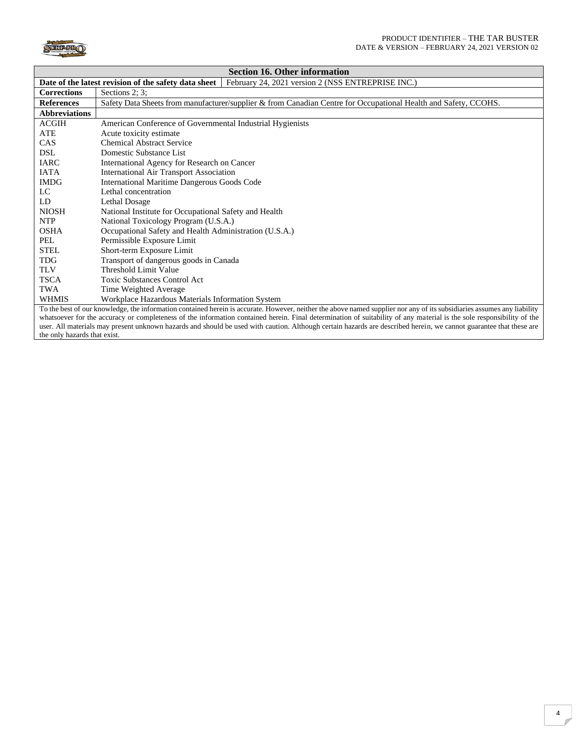## Section 16. Other information

| | |
|---|---|
| **Date of the latest revision of the safety data sheet** | February 24, 2021 version 2 (NSS ENTREPRISE INC.) |
| **Corrections** | Sections 2; 3; |
| **References** | Safety Data Sheets from manufacturer/supplier & from Canadian Centre for Occupational Health and Safety, CCOHS. |
| **Abbreviations** | |
| ACGIH | American Conference of Governmental Industrial Hygienists |
| ATE | Acute toxicity estimate |
| CAS | Chemical Abstract Service |
| DSL | Domestic Substance List |
| IARC | International Agency for Research on Cancer |
| IATA | International Air Transport Association |
| IMDG | International Maritime Dangerous Goods Code |
| LC | Lethal concentration |
| LD | Lethal Dosage |
| NIOSH | National Institute for Occupational Safety and Health |
| NTP | National Toxicology Program (U.S.A.) |
| OSHA | Occupational Safety and Health Administration (U.S.A.) |
| PEL | Permissible Exposure Limit |
| STEL | Short-term Exposure Limit |
| TDG | Transport of dangerous goods in Canada |
| TLV | Threshold Limit Value |
| TSCA | Toxic Substances Control Act |
| TWA | Time Weighted Average |
| WHMIS | Workplace Hazardous Materials Information System |

To the best of our knowledge, the information contained herein is accurate. However, neither the above named supplier nor any of its subsidiaries assumes any liability whatsoever for the accuracy or completeness of the information contained herein. Final determination of suitability of any material is the sole responsibility of the user. All materials may present unknown hazards and should be used with caution. Although certain hazards are described herein, we cannot guarantee that these are the only hazards that exist.